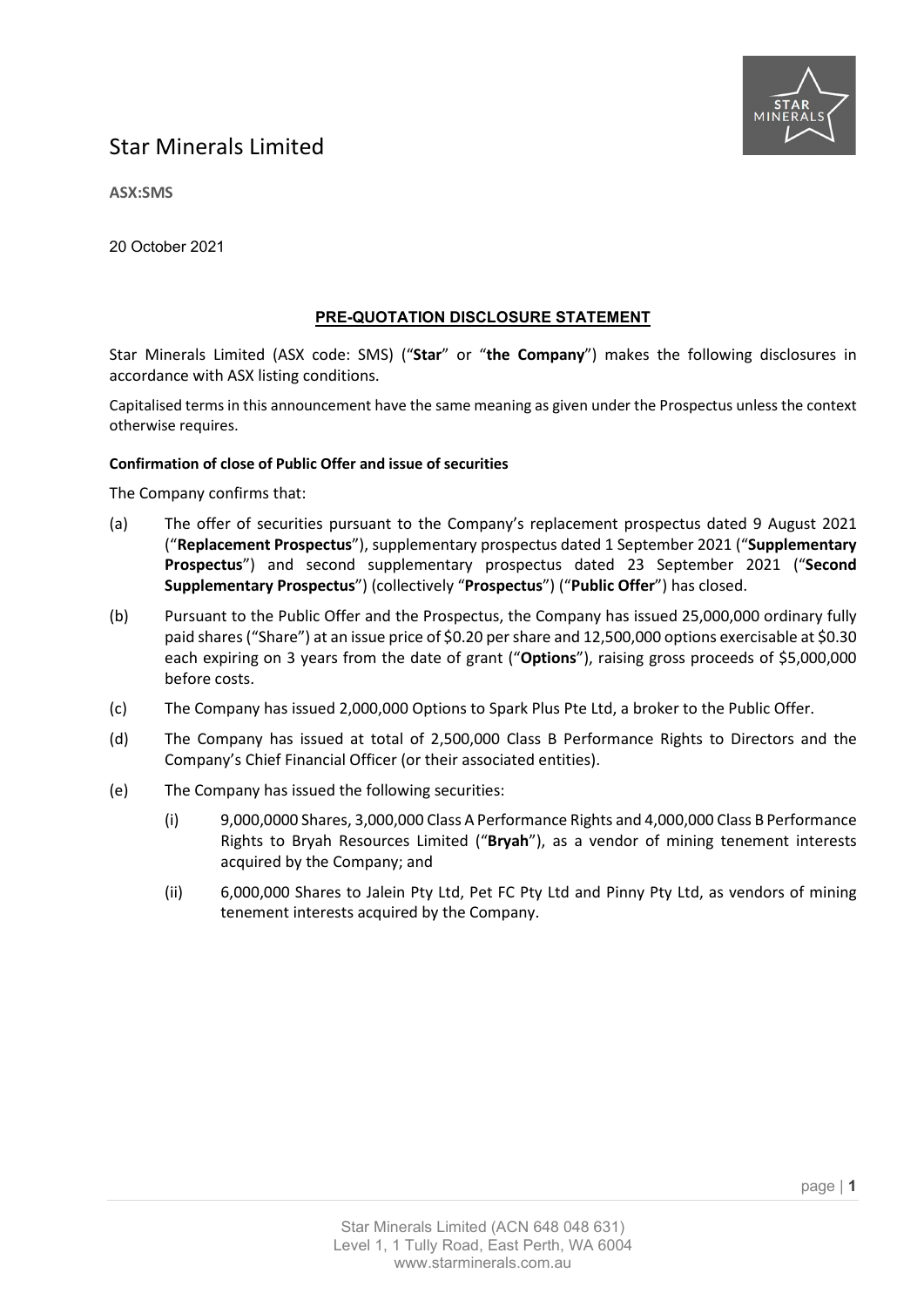# Star Minerals Limited

**ASX:SMS**

20 October 2021

## PRE-QUOTATION DISCLOSURE STATEMENT

Star Minerals Limited (ASX code: SMS) ("**Star**" or "**the Company**") makes the following disclosures in accordance with ASX listing conditions.

Capitalised terms in this announcement have the same meaning as given under the Prospectus unless the context otherwise requires.

**Confirmation of close of Public Offer and issue of securities**

The Company confirms that:

(a) The offer of securities pursuant to the Company's replacement prospectus dated 9 August 2021 ("**Replacement Prospectus**"), supplementary prospectus dated 1 September 2021 ("**Supplementary Prospectus**") and second supplementary prospectus dated 23 September 2021 ("**Second Supplementary Prospectus**") (collectively "**Prospectus**") ("**Public Offer**") has closed.

(b) Pursuant to the Public Offer and the Prospectus, the Company has issued 25,000,000 ordinary fully paid shares ("Share") at an issue price of $0.20 per share and 12,500,000 options exercisable at $0.30 each expiring on 3 years from the date of grant ("**Options**"), raising gross proceeds of $5,000,000 before costs.

(c) The Company has issued 2,000,000 Options to Spark Plus Pte Ltd, a broker to the Public Offer.

(d) The Company has issued at total of 2,500,000 Class B Performance Rights to Directors and the Company's Chief Financial Officer (or their associated entities).

(e) The Company has issued the following securities:

    (i) 9,000,0000 Shares, 3,000,000 Class A Performance Rights and 4,000,000 Class B Performance Rights to Bryah Resources Limited ("**Bryah**"), as a vendor of mining tenement interests acquired by the Company; and

    (ii) 6,000,000 Shares to Jalein Pty Ltd, Pet FC Pty Ltd and Pinny Pty Ltd, as vendors of mining tenement interests acquired by the Company.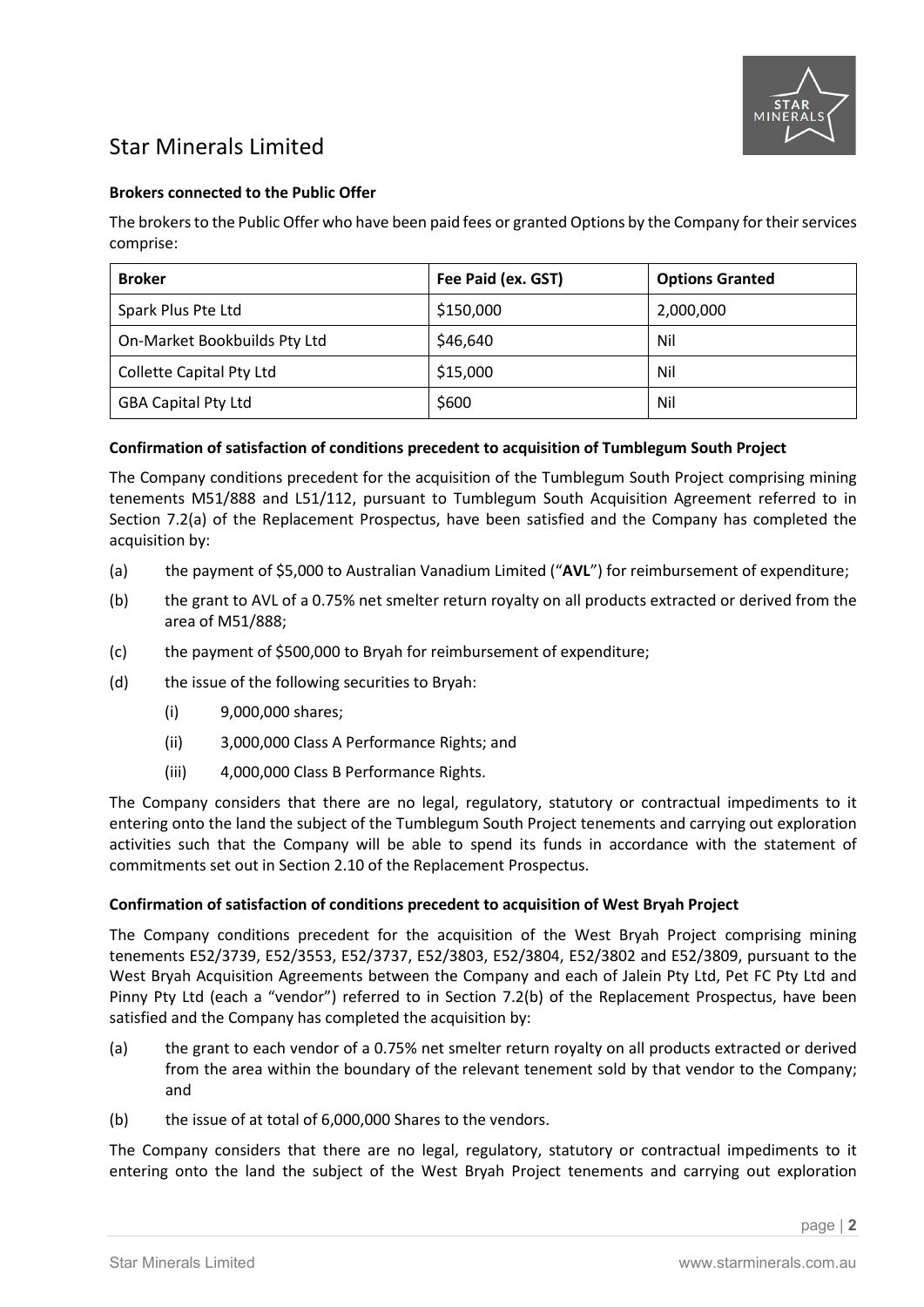**Brokers connected to the Public Offer**

The brokers to the Public Offer who have been paid fees or granted Options by the Company for their services comprise:

| Broker | Fee Paid (ex. GST) | Options Granted |
|---|---|---|
| Spark Plus Pte Ltd | $150,000 | 2,000,000 |
| On-Market Bookbuilds Pty Ltd | $46,640 | Nil |
| Collette Capital Pty Ltd | $15,000 | Nil |
| GBA Capital Pty Ltd | $600 | Nil |

**Confirmation of satisfaction of conditions precedent to acquisition of Tumblegum South Project**

The Company conditions precedent for the acquisition of the Tumblegum South Project comprising mining tenements M51/888 and L51/112, pursuant to Tumblegum South Acquisition Agreement referred to in Section 7.2(a) of the Replacement Prospectus, have been satisfied and the Company has completed the acquisition by:

(a) the payment of $5,000 to Australian Vanadium Limited ("**AVL**") for reimbursement of expenditure;

(b) the grant to AVL of a 0.75% net smelter return royalty on all products extracted or derived from the area of M51/888;

(c) the payment of $500,000 to Bryah for reimbursement of expenditure;

(d) the issue of the following securities to Bryah:

 (i) 9,000,000 shares;

 (ii) 3,000,000 Class A Performance Rights; and

 (iii) 4,000,000 Class B Performance Rights.

The Company considers that there are no legal, regulatory, statutory or contractual impediments to it entering onto the land the subject of the Tumblegum South Project tenements and carrying out exploration activities such that the Company will be able to spend its funds in accordance with the statement of commitments set out in Section 2.10 of the Replacement Prospectus.

**Confirmation of satisfaction of conditions precedent to acquisition of West Bryah Project**

The Company conditions precedent for the acquisition of the West Bryah Project comprising mining tenements E52/3739, E52/3553, E52/3737, E52/3803, E52/3804, E52/3802 and E52/3809, pursuant to the West Bryah Acquisition Agreements between the Company and each of Jalein Pty Ltd, Pet FC Pty Ltd and Pinny Pty Ltd (each a "vendor") referred to in Section 7.2(b) of the Replacement Prospectus, have been satisfied and the Company has completed the acquisition by:

(a) the grant to each vendor of a 0.75% net smelter return royalty on all products extracted or derived from the area within the boundary of the relevant tenement sold by that vendor to the Company; and

(b) the issue of at total of 6,000,000 Shares to the vendors.

The Company considers that there are no legal, regulatory, statutory or contractual impediments to it entering onto the land the subject of the West Bryah Project tenements and carrying out exploration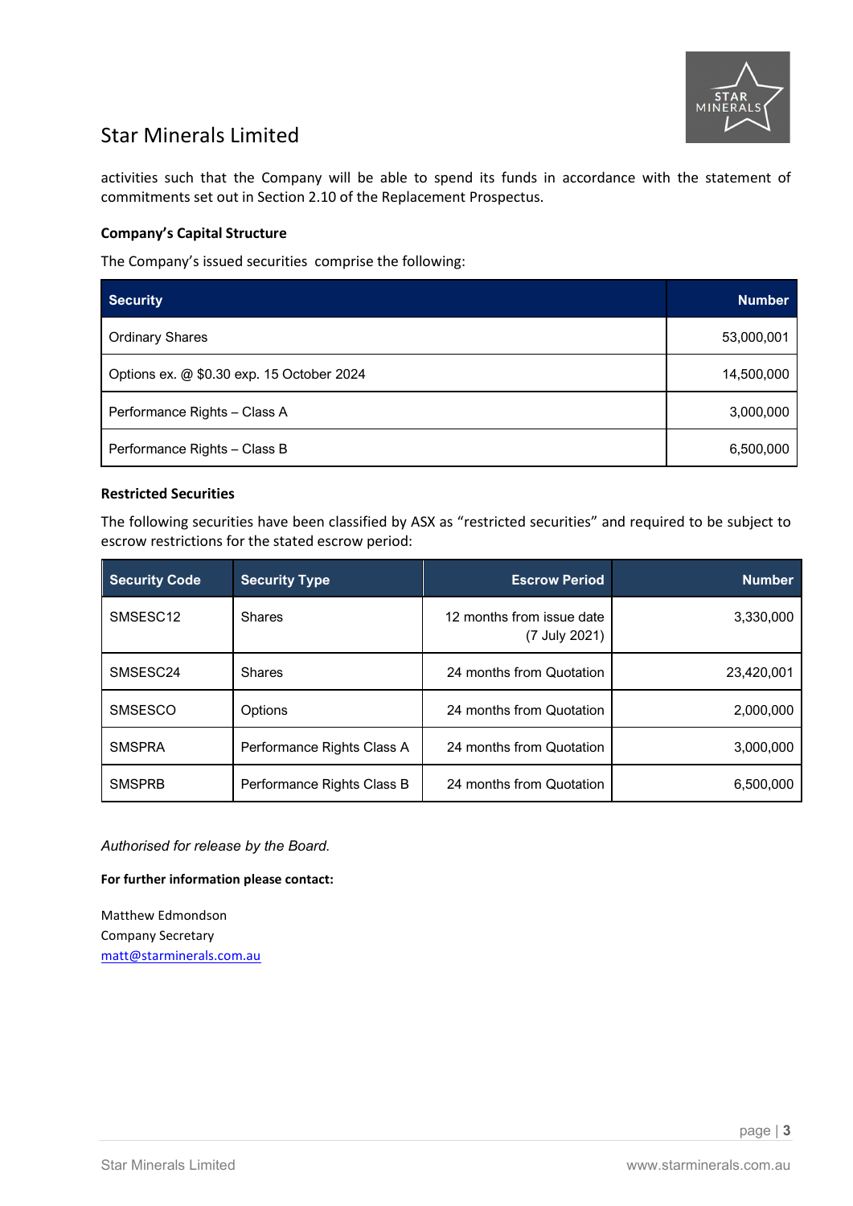activities such that the Company will be able to spend its funds in accordance with the statement of commitments set out in Section 2.10 of the Replacement Prospectus.

**Company's Capital Structure**

The Company's issued securities comprise the following:

| Security | Number |
|---|---|
| Ordinary Shares | 53,000,001 |
| Options ex. @ $0.30 exp. 15 October 2024 | 14,500,000 |
| Performance Rights – Class A | 3,000,000 |
| Performance Rights – Class B | 6,500,000 |

**Restricted Securities**

The following securities have been classified by ASX as "restricted securities" and required to be subject to escrow restrictions for the stated escrow period:

| Security Code | Security Type | Escrow Period | Number |
|---|---|---|---|
| SMSESC12 | Shares | 12 months from issue date (7 July 2021) | 3,330,000 |
| SMSESC24 | Shares | 24 months from Quotation | 23,420,001 |
| SMSESCO | Options | 24 months from Quotation | 2,000,000 |
| SMSPRA | Performance Rights Class A | 24 months from Quotation | 3,000,000 |
| SMSPRB | Performance Rights Class B | 24 months from Quotation | 6,500,000 |

*Authorised for release by the Board.*

**For further information please contact:**

Matthew Edmondson
Company Secretary
matt@starminerals.com.au